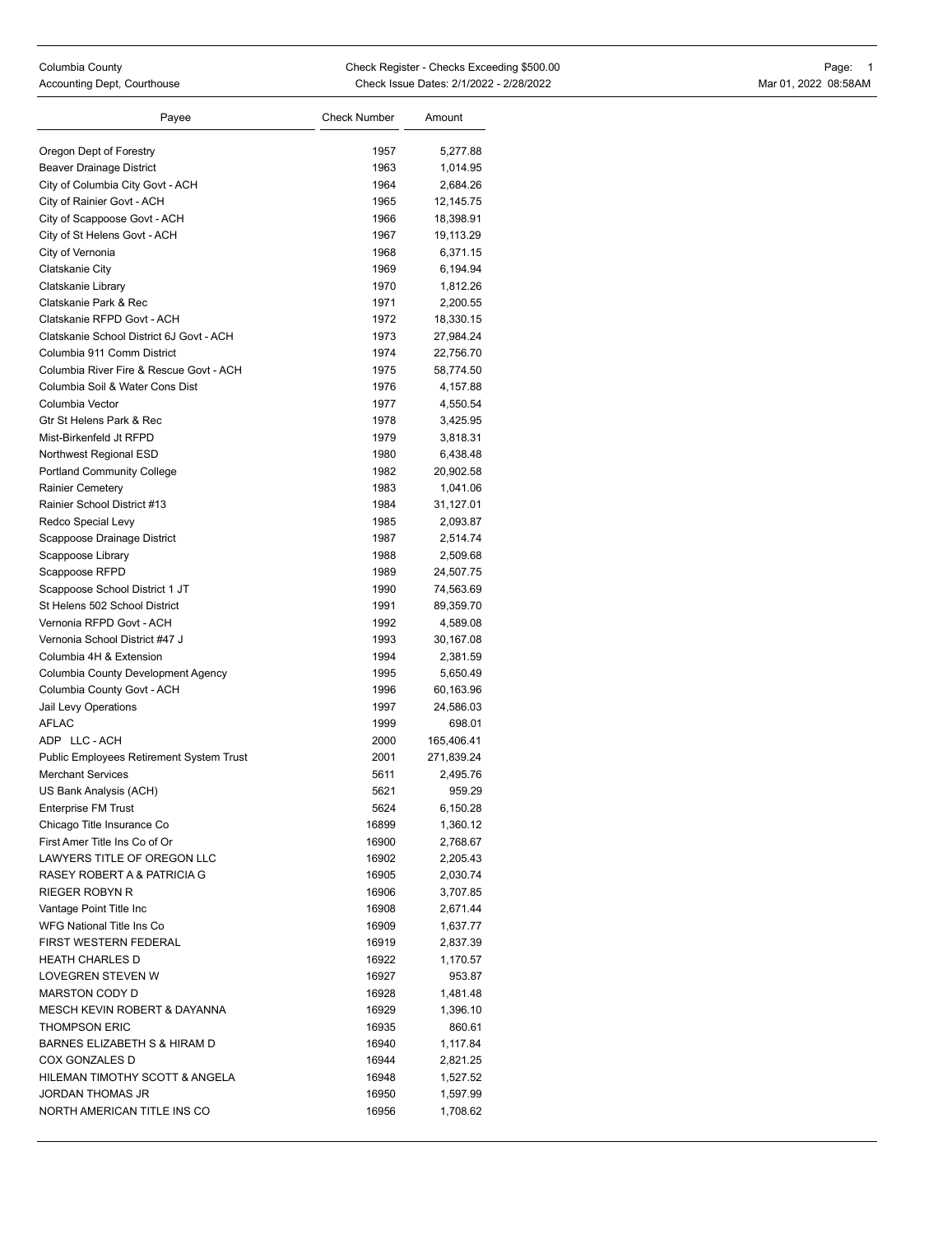Columbia County
Accounting Dept, Courthouse

Check Register - Checks Exceeding $500.00
Check Issue Dates: 2/1/2022 - 2/28/2022

Mar 01, 2022 08:58AM

| Payee | Check Number | Amount |
|---|---|---|
| Oregon Dept of Forestry | 1957 | 5,277.88 |
| Beaver Drainage District | 1963 | 1,014.95 |
| City of Columbia City Govt - ACH | 1964 | 2,684.26 |
| City of Rainier Govt - ACH | 1965 | 12,145.75 |
| City of Scappoose Govt - ACH | 1966 | 18,398.91 |
| City of St Helens Govt - ACH | 1967 | 19,113.29 |
| City of Vernonia | 1968 | 6,371.15 |
| Clatskanie City | 1969 | 6,194.94 |
| Clatskanie Library | 1970 | 1,812.26 |
| Clatskanie Park & Rec | 1971 | 2,200.55 |
| Clatskanie RFPD Govt - ACH | 1972 | 18,330.15 |
| Clatskanie School District 6J Govt - ACH | 1973 | 27,984.24 |
| Columbia 911 Comm District | 1974 | 22,756.70 |
| Columbia River Fire & Rescue Govt - ACH | 1975 | 58,774.50 |
| Columbia Soil & Water Cons Dist | 1976 | 4,157.88 |
| Columbia Vector | 1977 | 4,550.54 |
| Gtr St Helens Park & Rec | 1978 | 3,425.95 |
| Mist-Birkenfeld Jt RFPD | 1979 | 3,818.31 |
| Northwest Regional ESD | 1980 | 6,438.48 |
| Portland Community College | 1982 | 20,902.58 |
| Rainier Cemetery | 1983 | 1,041.06 |
| Rainier School District #13 | 1984 | 31,127.01 |
| Redco Special Levy | 1985 | 2,093.87 |
| Scappoose Drainage District | 1987 | 2,514.74 |
| Scappoose Library | 1988 | 2,509.68 |
| Scappoose RFPD | 1989 | 24,507.75 |
| Scappoose School District 1 JT | 1990 | 74,563.69 |
| St Helens 502 School District | 1991 | 89,359.70 |
| Vernonia RFPD Govt - ACH | 1992 | 4,589.08 |
| Vernonia School District #47 J | 1993 | 30,167.08 |
| Columbia 4H & Extension | 1994 | 2,381.59 |
| Columbia County Development Agency | 1995 | 5,650.49 |
| Columbia County Govt - ACH | 1996 | 60,163.96 |
| Jail Levy Operations | 1997 | 24,586.03 |
| AFLAC | 1999 | 698.01 |
| ADP LLC - ACH | 2000 | 165,406.41 |
| Public Employees Retirement System Trust | 2001 | 271,839.24 |
| Merchant Services | 5611 | 2,495.76 |
| US Bank Analysis (ACH) | 5621 | 959.29 |
| Enterprise FM Trust | 5624 | 6,150.28 |
| Chicago Title Insurance Co | 16899 | 1,360.12 |
| First Amer Title Ins Co of Or | 16900 | 2,768.67 |
| LAWYERS TITLE OF OREGON LLC | 16902 | 2,205.43 |
| RASEY ROBERT A & PATRICIA G | 16905 | 2,030.74 |
| RIEGER ROBYN R | 16906 | 3,707.85 |
| Vantage Point Title Inc | 16908 | 2,671.44 |
| WFG National Title Ins Co | 16909 | 1,637.77 |
| FIRST WESTERN FEDERAL | 16919 | 2,837.39 |
| HEATH CHARLES D | 16922 | 1,170.57 |
| LOVEGREN STEVEN W | 16927 | 953.87 |
| MARSTON CODY D | 16928 | 1,481.48 |
| MESCH KEVIN ROBERT & DAYANNA | 16929 | 1,396.10 |
| THOMPSON ERIC | 16935 | 860.61 |
| BARNES ELIZABETH S & HIRAM D | 16940 | 1,117.84 |
| COX GONZALES D | 16944 | 2,821.25 |
| HILEMAN TIMOTHY SCOTT & ANGELA | 16948 | 1,527.52 |
| JORDAN THOMAS JR | 16950 | 1,597.99 |
| NORTH AMERICAN TITLE INS CO | 16956 | 1,708.62 |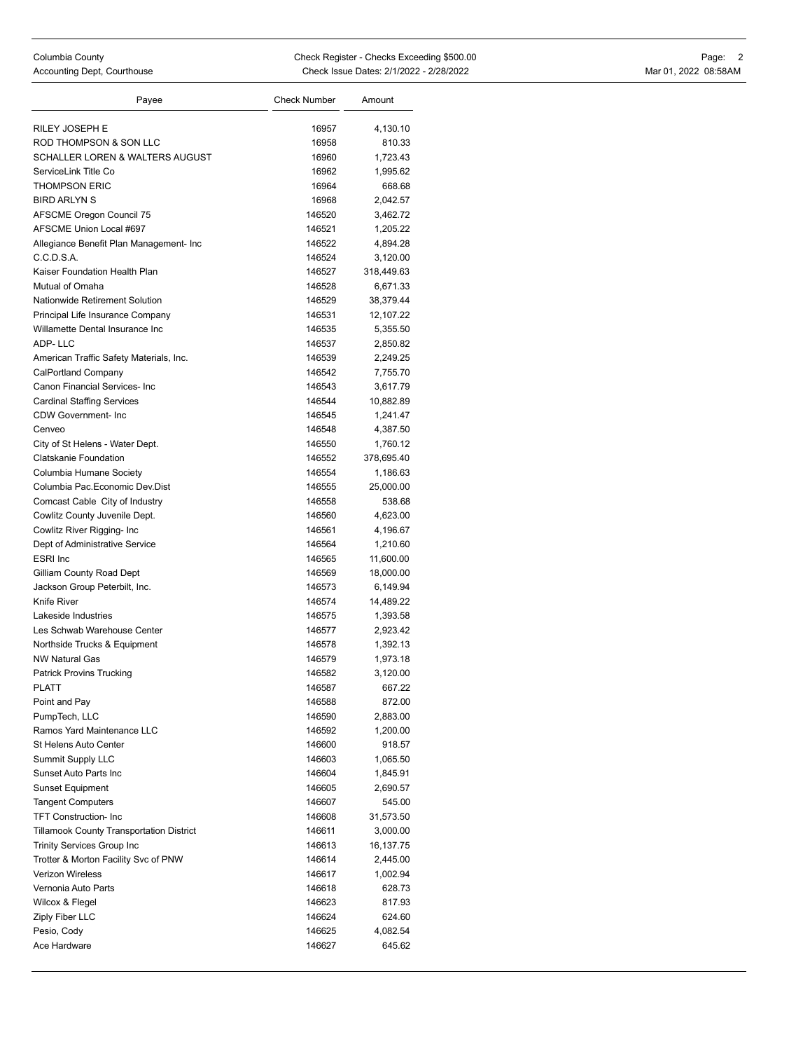| Payee | Check Number | Amount |
|---|---|---|
| RILEY JOSEPH E | 16957 | 4,130.10 |
| ROD THOMPSON & SON LLC | 16958 | 810.33 |
| SCHALLER LOREN & WALTERS AUGUST | 16960 | 1,723.43 |
| ServiceLink Title Co | 16962 | 1,995.62 |
| THOMPSON ERIC | 16964 | 668.68 |
| BIRD ARLYN S | 16968 | 2,042.57 |
| AFSCME Oregon Council 75 | 146520 | 3,462.72 |
| AFSCME Union Local #697 | 146521 | 1,205.22 |
| Allegiance Benefit Plan Management- Inc | 146522 | 4,894.28 |
| C.C.D.S.A. | 146524 | 3,120.00 |
| Kaiser Foundation Health Plan | 146527 | 318,449.63 |
| Mutual of Omaha | 146528 | 6,671.33 |
| Nationwide Retirement Solution | 146529 | 38,379.44 |
| Principal Life Insurance Company | 146531 | 12,107.22 |
| Willamette Dental Insurance Inc | 146535 | 5,355.50 |
| ADP- LLC | 146537 | 2,850.82 |
| American Traffic Safety Materials, Inc. | 146539 | 2,249.25 |
| CalPortland Company | 146542 | 7,755.70 |
| Canon Financial Services- Inc | 146543 | 3,617.79 |
| Cardinal Staffing Services | 146544 | 10,882.89 |
| CDW Government- Inc | 146545 | 1,241.47 |
| Cenveo | 146548 | 4,387.50 |
| City of St Helens - Water Dept. | 146550 | 1,760.12 |
| Clatskanie Foundation | 146552 | 378,695.40 |
| Columbia Humane Society | 146554 | 1,186.63 |
| Columbia Pac.Economic Dev.Dist | 146555 | 25,000.00 |
| Comcast Cable City of Industry | 146558 | 538.68 |
| Cowlitz County Juvenile Dept. | 146560 | 4,623.00 |
| Cowlitz River Rigging- Inc | 146561 | 4,196.67 |
| Dept of Administrative Service | 146564 | 1,210.60 |
| ESRI Inc | 146565 | 11,600.00 |
| Gilliam County Road Dept | 146569 | 18,000.00 |
| Jackson Group Peterbilt, Inc. | 146573 | 6,149.94 |
| Knife River | 146574 | 14,489.22 |
| Lakeside Industries | 146575 | 1,393.58 |
| Les Schwab Warehouse Center | 146577 | 2,923.42 |
| Northside Trucks & Equipment | 146578 | 1,392.13 |
| NW Natural Gas | 146579 | 1,973.18 |
| Patrick Provins Trucking | 146582 | 3,120.00 |
| PLATT | 146587 | 667.22 |
| Point and Pay | 146588 | 872.00 |
| PumpTech, LLC | 146590 | 2,883.00 |
| Ramos Yard Maintenance LLC | 146592 | 1,200.00 |
| St Helens Auto Center | 146600 | 918.57 |
| Summit Supply LLC | 146603 | 1,065.50 |
| Sunset Auto Parts Inc | 146604 | 1,845.91 |
| Sunset Equipment | 146605 | 2,690.57 |
| Tangent Computers | 146607 | 545.00 |
| TFT Construction- Inc | 146608 | 31,573.50 |
| Tillamook County Transportation District | 146611 | 3,000.00 |
| Trinity Services Group Inc | 146613 | 16,137.75 |
| Trotter & Morton Facility Svc of PNW | 146614 | 2,445.00 |
| Verizon Wireless | 146617 | 1,002.94 |
| Vernonia Auto Parts | 146618 | 628.73 |
| Wilcox & Flegel | 146623 | 817.93 |
| Ziply Fiber LLC | 146624 | 624.60 |
| Pesio, Cody | 146625 | 4,082.54 |
| Ace Hardware | 146627 | 645.62 |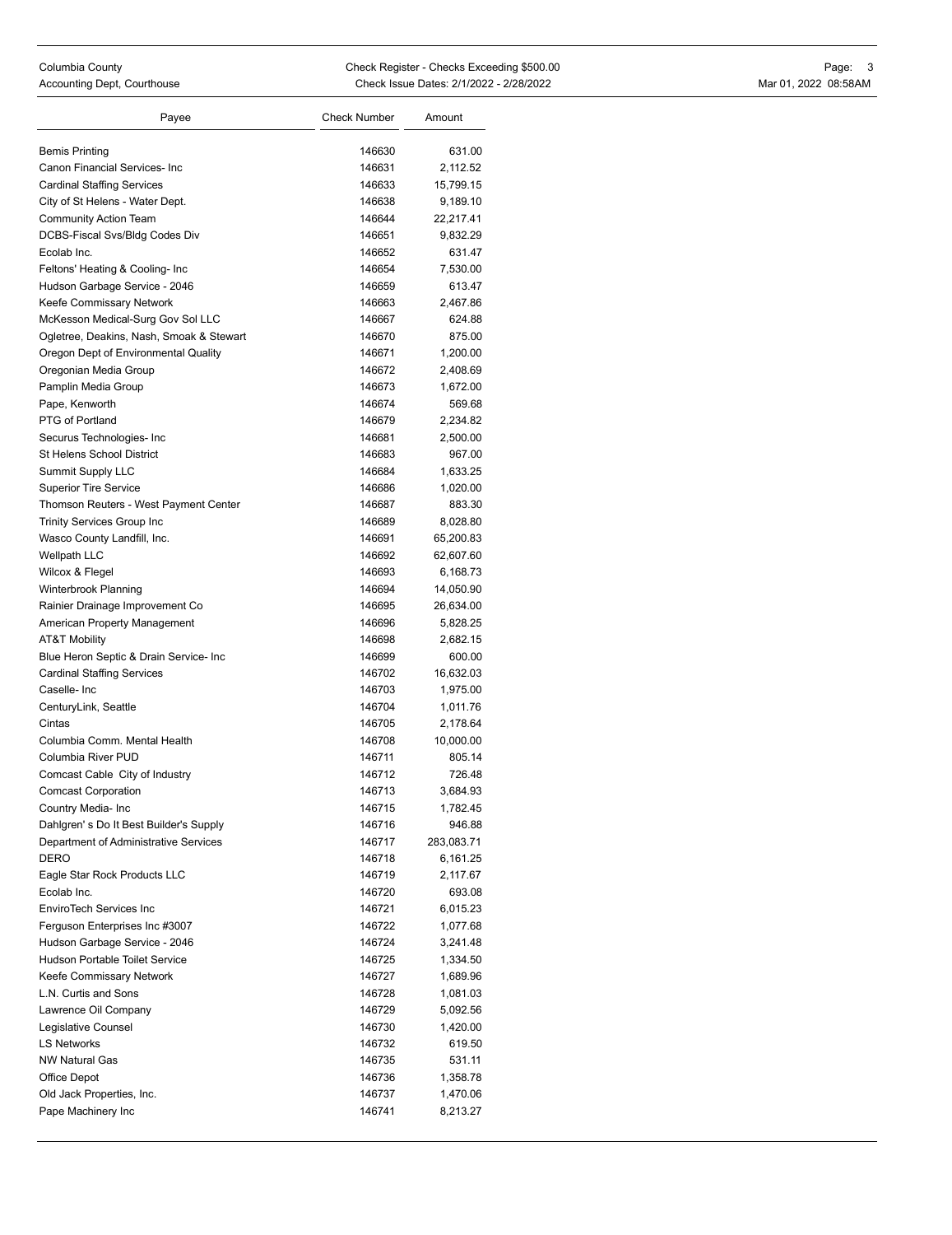| Payee | Check Number | Amount |
|---|---|---|
| Bemis Printing | 146630 | 631.00 |
| Canon Financial Services- Inc | 146631 | 2,112.52 |
| Cardinal Staffing Services | 146633 | 15,799.15 |
| City of St Helens - Water Dept. | 146638 | 9,189.10 |
| Community Action Team | 146644 | 22,217.41 |
| DCBS-Fiscal Svs/Bldg Codes Div | 146651 | 9,832.29 |
| Ecolab Inc. | 146652 | 631.47 |
| Feltons' Heating & Cooling- Inc | 146654 | 7,530.00 |
| Hudson Garbage Service - 2046 | 146659 | 613.47 |
| Keefe Commissary Network | 146663 | 2,467.86 |
| McKesson Medical-Surg Gov Sol LLC | 146667 | 624.88 |
| Ogletree, Deakins, Nash, Smoak & Stewart | 146670 | 875.00 |
| Oregon Dept of Environmental Quality | 146671 | 1,200.00 |
| Oregonian Media Group | 146672 | 2,408.69 |
| Pamplin Media Group | 146673 | 1,672.00 |
| Pape, Kenworth | 146674 | 569.68 |
| PTG of Portland | 146679 | 2,234.82 |
| Securus Technologies- Inc | 146681 | 2,500.00 |
| St Helens School District | 146683 | 967.00 |
| Summit Supply LLC | 146684 | 1,633.25 |
| Superior Tire Service | 146686 | 1,020.00 |
| Thomson Reuters - West Payment Center | 146687 | 883.30 |
| Trinity Services Group Inc | 146689 | 8,028.80 |
| Wasco County Landfill, Inc. | 146691 | 65,200.83 |
| Wellpath LLC | 146692 | 62,607.60 |
| Wilcox & Flegel | 146693 | 6,168.73 |
| Winterbrook Planning | 146694 | 14,050.90 |
| Rainier Drainage Improvement Co | 146695 | 26,634.00 |
| American Property Management | 146696 | 5,828.25 |
| AT&T Mobility | 146698 | 2,682.15 |
| Blue Heron Septic & Drain Service- Inc | 146699 | 600.00 |
| Cardinal Staffing Services | 146702 | 16,632.03 |
| Caselle- Inc | 146703 | 1,975.00 |
| CenturyLink, Seattle | 146704 | 1,011.76 |
| Cintas | 146705 | 2,178.64 |
| Columbia Comm. Mental Health | 146708 | 10,000.00 |
| Columbia River PUD | 146711 | 805.14 |
| Comcast Cable City of Industry | 146712 | 726.48 |
| Comcast Corporation | 146713 | 3,684.93 |
| Country Media- Inc | 146715 | 1,782.45 |
| Dahlgren' s Do It Best Builder's Supply | 146716 | 946.88 |
| Department of Administrative Services | 146717 | 283,083.71 |
| DERO | 146718 | 6,161.25 |
| Eagle Star Rock Products LLC | 146719 | 2,117.67 |
| Ecolab Inc. | 146720 | 693.08 |
| EnviroTech Services Inc | 146721 | 6,015.23 |
| Ferguson Enterprises Inc #3007 | 146722 | 1,077.68 |
| Hudson Garbage Service - 2046 | 146724 | 3,241.48 |
| Hudson Portable Toilet Service | 146725 | 1,334.50 |
| Keefe Commissary Network | 146727 | 1,689.96 |
| L.N. Curtis and Sons | 146728 | 1,081.03 |
| Lawrence Oil Company | 146729 | 5,092.56 |
| Legislative Counsel | 146730 | 1,420.00 |
| LS Networks | 146732 | 619.50 |
| NW Natural Gas | 146735 | 531.11 |
| Office Depot | 146736 | 1,358.78 |
| Old Jack Properties, Inc. | 146737 | 1,470.06 |
| Pape Machinery Inc | 146741 | 8,213.27 |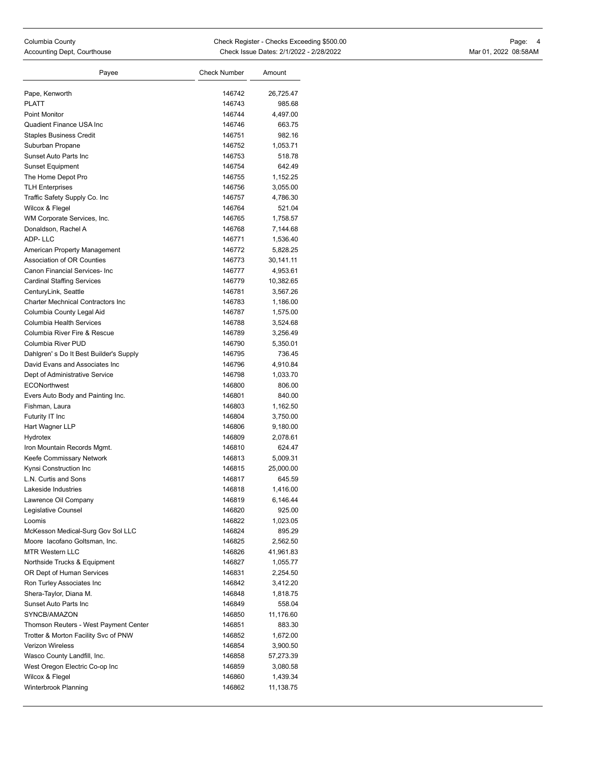| Payee | Check Number | Amount |
|---|---|---|
| Pape, Kenworth | 146742 | 26,725.47 |
| PLATT | 146743 | 985.68 |
| Point Monitor | 146744 | 4,497.00 |
| Quadient Finance USA Inc | 146746 | 663.75 |
| Staples Business Credit | 146751 | 982.16 |
| Suburban Propane | 146752 | 1,053.71 |
| Sunset Auto Parts Inc | 146753 | 518.78 |
| Sunset Equipment | 146754 | 642.49 |
| The Home Depot Pro | 146755 | 1,152.25 |
| TLH Enterprises | 146756 | 3,055.00 |
| Traffic Safety Supply Co. Inc | 146757 | 4,786.30 |
| Wilcox & Flegel | 146764 | 521.04 |
| WM Corporate Services, Inc. | 146765 | 1,758.57 |
| Donaldson, Rachel A | 146768 | 7,144.68 |
| ADP- LLC | 146771 | 1,536.40 |
| American Property Management | 146772 | 5,828.25 |
| Association of OR Counties | 146773 | 30,141.11 |
| Canon Financial Services- Inc | 146777 | 4,953.61 |
| Cardinal Staffing Services | 146779 | 10,382.65 |
| CenturyLink, Seattle | 146781 | 3,567.26 |
| Charter Mechnical Contractors Inc | 146783 | 1,186.00 |
| Columbia County Legal Aid | 146787 | 1,575.00 |
| Columbia Health Services | 146788 | 3,524.68 |
| Columbia River Fire & Rescue | 146789 | 3,256.49 |
| Columbia River PUD | 146790 | 5,350.01 |
| Dahlgren' s Do It Best Builder's Supply | 146795 | 736.45 |
| David Evans and Associates Inc | 146796 | 4,910.84 |
| Dept of Administrative Service | 146798 | 1,033.70 |
| ECONorthwest | 146800 | 806.00 |
| Evers Auto Body and Painting Inc. | 146801 | 840.00 |
| Fishman, Laura | 146803 | 1,162.50 |
| Futurity IT Inc | 146804 | 3,750.00 |
| Hart Wagner LLP | 146806 | 9,180.00 |
| Hydrotex | 146809 | 2,078.61 |
| Iron Mountain Records Mgmt. | 146810 | 624.47 |
| Keefe Commissary Network | 146813 | 5,009.31 |
| Kynsi Construction Inc | 146815 | 25,000.00 |
| L.N. Curtis and Sons | 146817 | 645.59 |
| Lakeside Industries | 146818 | 1,416.00 |
| Lawrence Oil Company | 146819 | 6,146.44 |
| Legislative Counsel | 146820 | 925.00 |
| Loomis | 146822 | 1,023.05 |
| McKesson Medical-Surg Gov Sol LLC | 146824 | 895.29 |
| Moore Iacofano Goltsman, Inc. | 146825 | 2,562.50 |
| MTR Western LLC | 146826 | 41,961.83 |
| Northside Trucks & Equipment | 146827 | 1,055.77 |
| OR Dept of Human Services | 146831 | 2,254.50 |
| Ron Turley Associates Inc | 146842 | 3,412.20 |
| Shera-Taylor, Diana M. | 146848 | 1,818.75 |
| Sunset Auto Parts Inc | 146849 | 558.04 |
| SYNCB/AMAZON | 146850 | 11,176.60 |
| Thomson Reuters - West Payment Center | 146851 | 883.30 |
| Trotter & Morton Facility Svc of PNW | 146852 | 1,672.00 |
| Verizon Wireless | 146854 | 3,900.50 |
| Wasco County Landfill, Inc. | 146858 | 57,273.39 |
| West Oregon Electric Co-op Inc | 146859 | 3,080.58 |
| Wilcox & Flegel | 146860 | 1,439.34 |
| Winterbrook Planning | 146862 | 11,138.75 |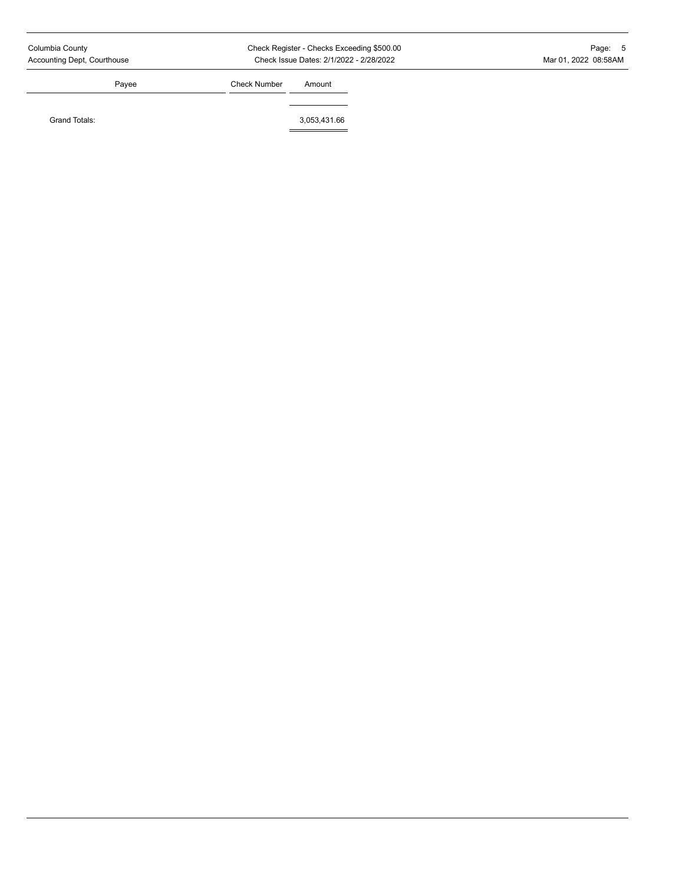| Payee | Check Number | Amount |
| --- | --- | --- |
| Grand Totals: | | 3,053,431.66 |